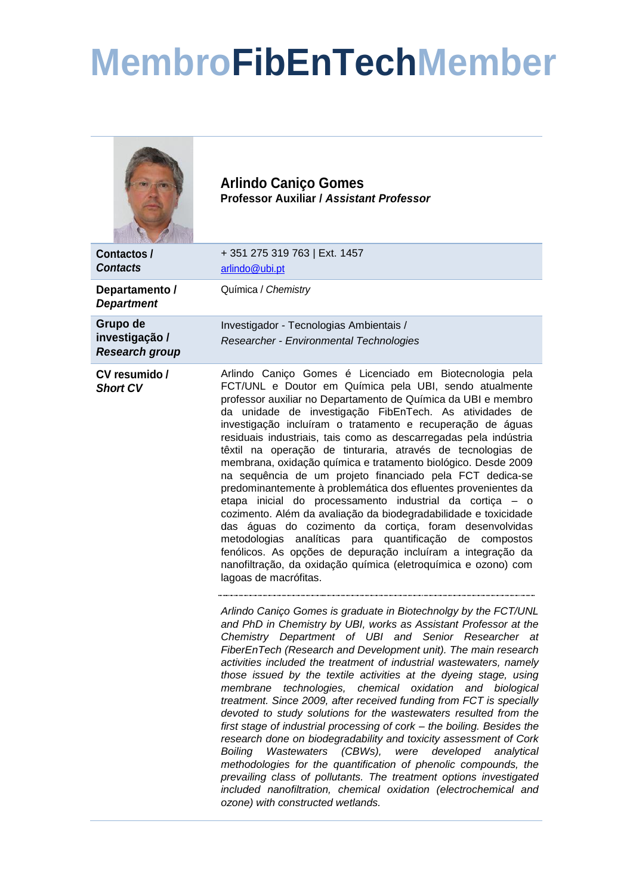# MembroFibEnTechMember

**Arlindo Caniço Gomes**
**Professor Auxiliar / *Assistant Professor***

| | |
|---|---|
| **Contactos / *Contacts*** | + 351 275 319 763 \| Ext. 1457<br>arlindo@ubi.pt |
| **Departamento / *Department*** | Química / *Chemistry* |
| **Grupo de investigação / *Research group*** | Investigador - Tecnologias Ambientais /<br>*Researcher - Environmental Technologies* |

**CV resumido / *Short CV***

Arlindo Caniço Gomes é Licenciado em Biotecnologia pela FCT/UNL e Doutor em Química pela UBI, sendo atualmente professor auxiliar no Departamento de Química da UBI e membro da unidade de investigação FibEnTech. As atividades de investigação incluíram o tratamento e recuperação de águas residuais industriais, tais como as descarregadas pela indústria têxtil na operação de tinturaria, através de tecnologias de membrana, oxidação química e tratamento biológico. Desde 2009 na sequência de um projeto financiado pela FCT dedica-se predominantemente à problemática dos efluentes provenientes da etapa inicial do processamento industrial da cortiça – o cozimento. Além da avaliação da biodegradabilidade e toxicidade das águas do cozimento da cortiça, foram desenvolvidas metodologias analíticas para quantificação de compostos fenólicos. As opções de depuração incluíram a integração da nanofiltração, da oxidação química (eletroquímica e ozono) com lagoas de macrófitas.

*Arlindo Caniço Gomes is graduate in Biotechnolgy by the FCT/UNL and PhD in Chemistry by UBI, works as Assistant Professor at the Chemistry Department of UBI and Senior Researcher at FiberEnTech (Research and Development unit). The main research activities included the treatment of industrial wastewaters, namely those issued by the textile activities at the dyeing stage, using membrane technologies, chemical oxidation and biological treatment. Since 2009, after received funding from FCT is specially devoted to study solutions for the wastewaters resulted from the first stage of industrial processing of cork – the boiling. Besides the research done on biodegradability and toxicity assessment of Cork Boiling Wastewaters (CBWs), were developed analytical methodologies for the quantification of phenolic compounds, the prevailing class of pollutants. The treatment options investigated included nanofiltration, chemical oxidation (electrochemical and ozone) with constructed wetlands.*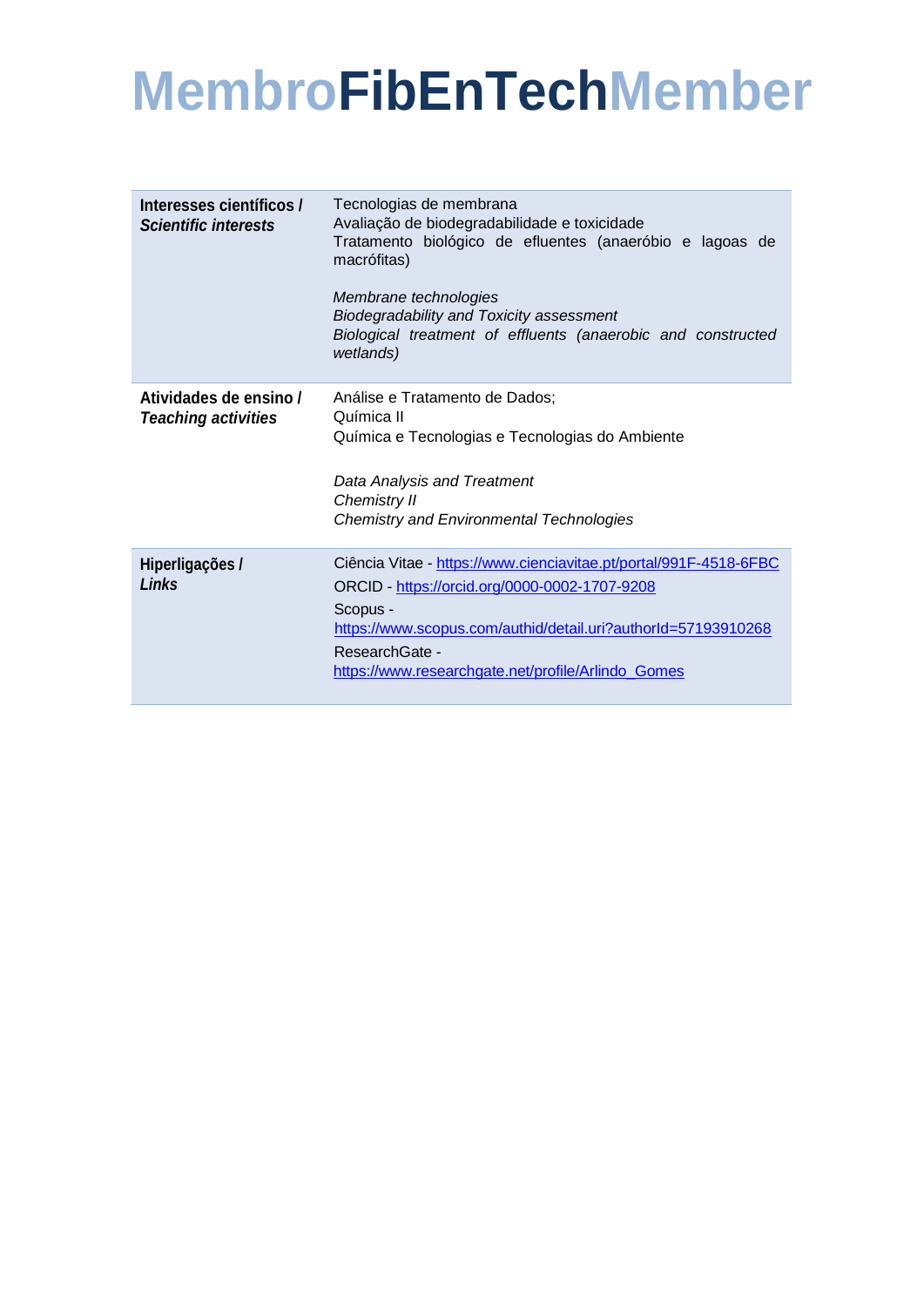# MembroFibEnTechMember

| | |
|---|---|
| **Interesses científicos /** ***Scientific interests*** | Tecnologias de membrana<br>Avaliação de biodegradabilidade e toxicidade<br>Tratamento biológico de efluentes (anaeróbio e lagoas de macrófitas)<br><br>*Membrane technologies*<br>*Biodegradability and Toxicity assessment*<br>*Biological treatment of effluents (anaerobic and constructed wetlands)* |
| **Atividades de ensino /** ***Teaching activities*** | Análise e Tratamento de Dados;<br>Química II<br>Química e Tecnologias e Tecnologias do Ambiente<br><br>*Data Analysis and Treatment*<br>*Chemistry II*<br>*Chemistry and Environmental Technologies* |
| **Hiperligações /** ***Links*** | Ciência Vitae - https://www.cienciavitae.pt/portal/991F-4518-6FBC<br>ORCID - https://orcid.org/0000-0002-1707-9208<br>Scopus - https://www.scopus.com/authid/detail.uri?authorId=57193910268<br>ResearchGate - https://www.researchgate.net/profile/Arlindo_Gomes |